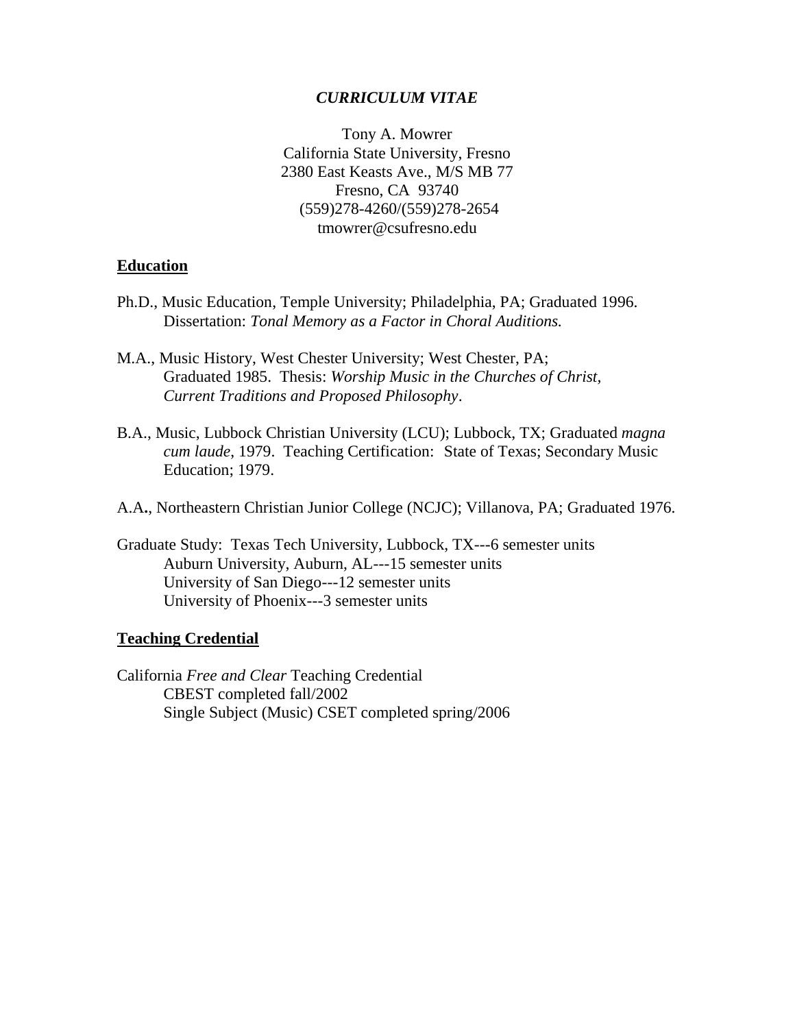***CURRICULUM VITAE***

Tony A. Mowrer
California State University, Fresno
2380 East Keasts Ave., M/S MB 77
Fresno, CA 93740
(559)278-4260/(559)278-2654
tmowrer@csufresno.edu

## Education

Ph.D., Music Education, Temple University; Philadelphia, PA; Graduated 1996.
Dissertation: *Tonal Memory as a Factor in Choral Auditions.*

M.A., Music History, West Chester University; West Chester, PA;
Graduated 1985. Thesis: *Worship Music in the Churches of Christ, Current Traditions and Proposed Philosophy*.

B.A., Music, Lubbock Christian University (LCU); Lubbock, TX; Graduated *magna cum laude*, 1979. Teaching Certification: State of Texas; Secondary Music Education; 1979.

A.A**.**, Northeastern Christian Junior College (NCJC); Villanova, PA; Graduated 1976.

Graduate Study: Texas Tech University, Lubbock, TX---6 semester units
Auburn University, Auburn, AL---15 semester units
University of San Diego---12 semester units
University of Phoenix---3 semester units

## Teaching Credential

California *Free and Clear* Teaching Credential
CBEST completed fall/2002
Single Subject (Music) CSET completed spring/2006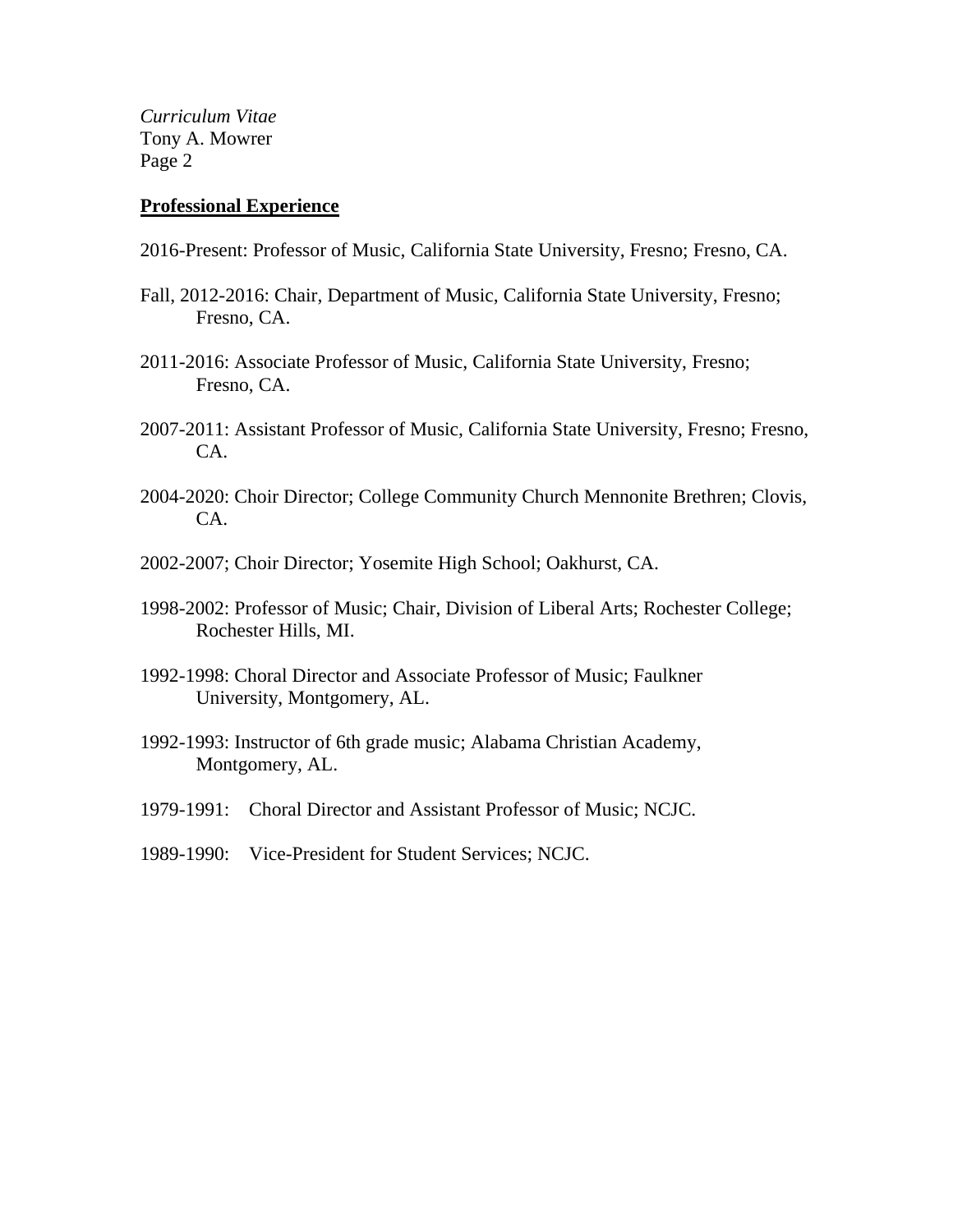## Professional Experience

2016-Present: Professor of Music, California State University, Fresno; Fresno, CA.

Fall, 2012-2016: Chair, Department of Music, California State University, Fresno; Fresno, CA.

2011-2016: Associate Professor of Music, California State University, Fresno; Fresno, CA.

2007-2011: Assistant Professor of Music, California State University, Fresno; Fresno, CA.

2004-2020: Choir Director; College Community Church Mennonite Brethren; Clovis, CA.

2002-2007; Choir Director; Yosemite High School; Oakhurst, CA.

1998-2002: Professor of Music; Chair, Division of Liberal Arts; Rochester College; Rochester Hills, MI.

1992-1998: Choral Director and Associate Professor of Music; Faulkner University, Montgomery, AL.

1992-1993: Instructor of 6th grade music; Alabama Christian Academy, Montgomery, AL.

1979-1991: Choral Director and Assistant Professor of Music; NCJC.

1989-1990: Vice-President for Student Services; NCJC.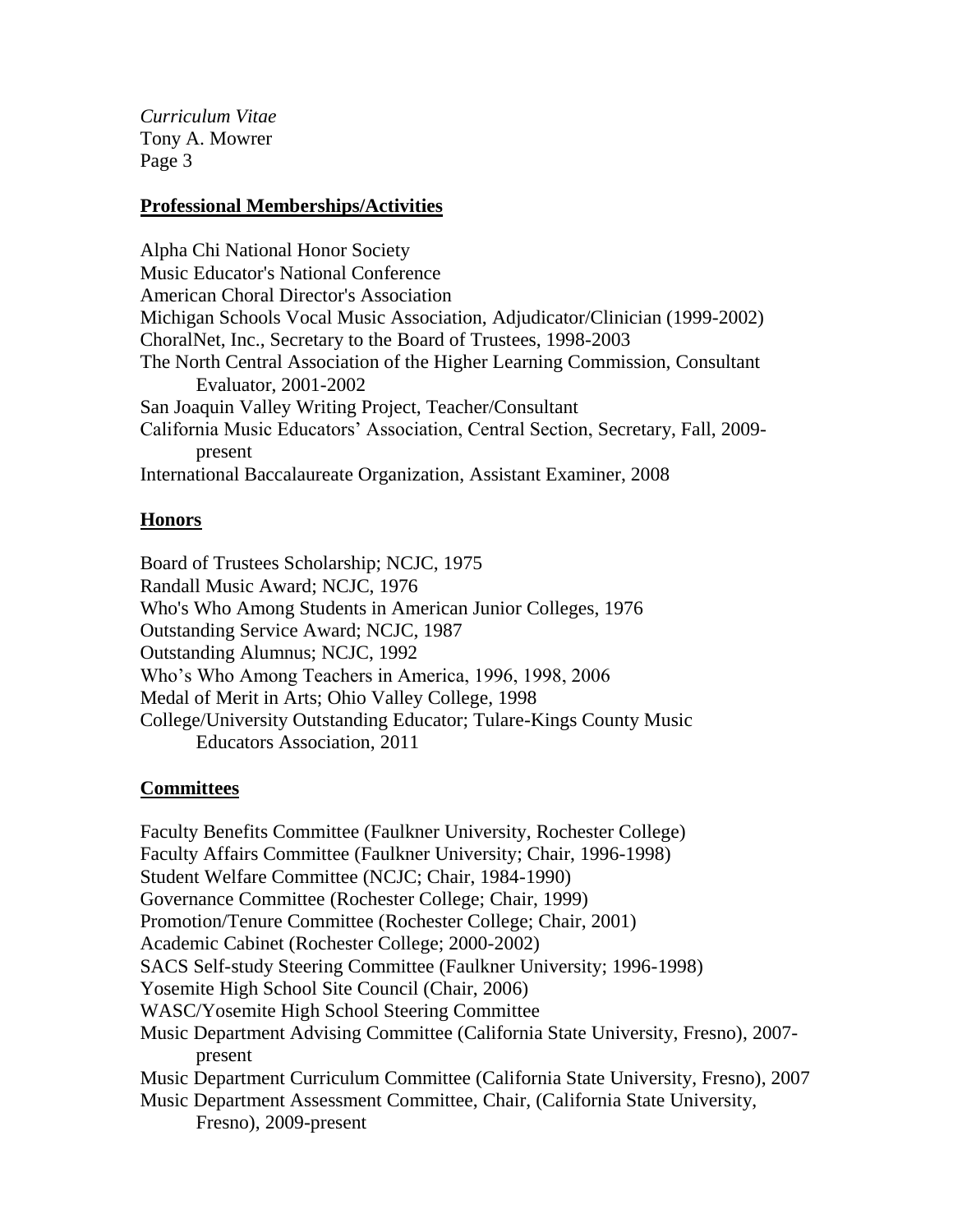## Professional Memberships/Activities

Alpha Chi National Honor Society
Music Educator's National Conference
American Choral Director's Association
Michigan Schools Vocal Music Association, Adjudicator/Clinician (1999-2002)
ChoralNet, Inc., Secretary to the Board of Trustees, 1998-2003
The North Central Association of the Higher Learning Commission, Consultant Evaluator, 2001-2002
San Joaquin Valley Writing Project, Teacher/Consultant
California Music Educators' Association, Central Section, Secretary, Fall, 2009-present
International Baccalaureate Organization, Assistant Examiner, 2008

## Honors

Board of Trustees Scholarship; NCJC, 1975
Randall Music Award; NCJC, 1976
Who's Who Among Students in American Junior Colleges, 1976
Outstanding Service Award; NCJC, 1987
Outstanding Alumnus; NCJC, 1992
Who's Who Among Teachers in America, 1996, 1998, 2006
Medal of Merit in Arts; Ohio Valley College, 1998
College/University Outstanding Educator; Tulare-Kings County Music Educators Association, 2011

## Committees

Faculty Benefits Committee (Faulkner University, Rochester College)
Faculty Affairs Committee (Faulkner University; Chair, 1996-1998)
Student Welfare Committee (NCJC; Chair, 1984-1990)
Governance Committee (Rochester College; Chair, 1999)
Promotion/Tenure Committee (Rochester College; Chair, 2001)
Academic Cabinet (Rochester College; 2000-2002)
SACS Self-study Steering Committee (Faulkner University; 1996-1998)
Yosemite High School Site Council (Chair, 2006)
WASC/Yosemite High School Steering Committee
Music Department Advising Committee (California State University, Fresno), 2007-present
Music Department Curriculum Committee (California State University, Fresno), 2007
Music Department Assessment Committee, Chair, (California State University, Fresno), 2009-present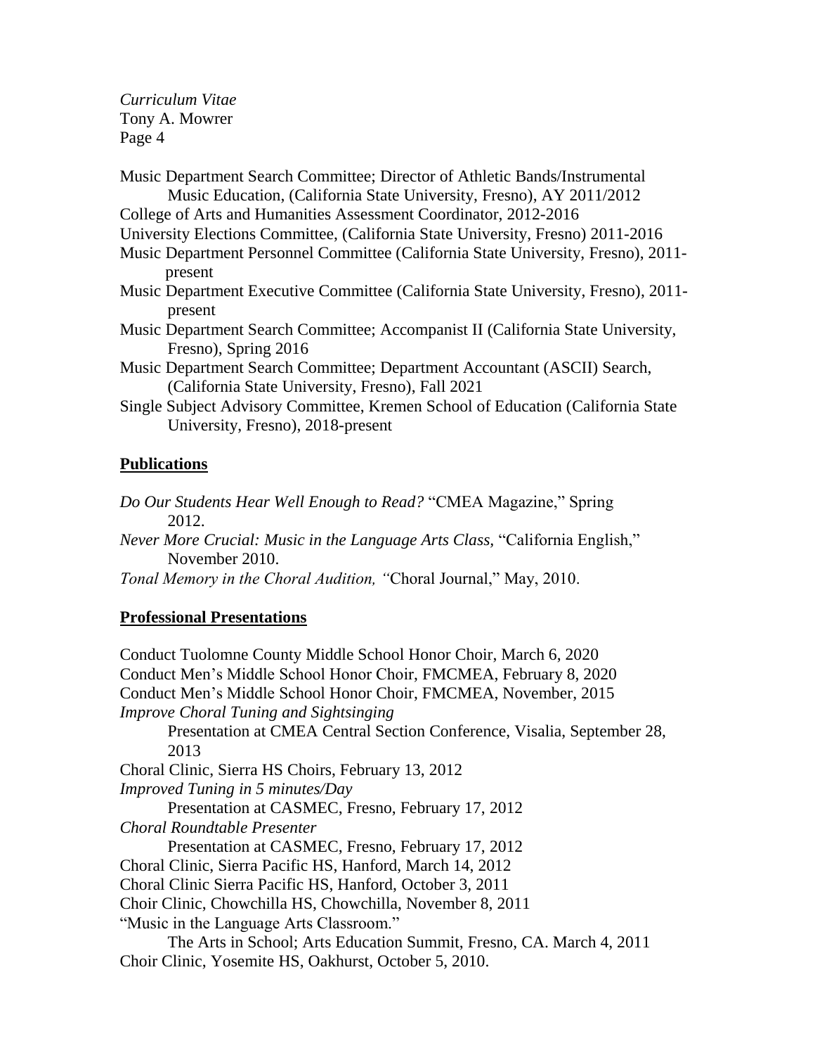Music Department Search Committee; Director of Athletic Bands/Instrumental Music Education, (California State University, Fresno), AY 2011/2012

College of Arts and Humanities Assessment Coordinator, 2012-2016

University Elections Committee, (California State University, Fresno) 2011-2016

Music Department Personnel Committee (California State University, Fresno), 2011-present

Music Department Executive Committee (California State University, Fresno), 2011-present

Music Department Search Committee; Accompanist II (California State University, Fresno), Spring 2016

Music Department Search Committee; Department Accountant (ASCII) Search, (California State University, Fresno), Fall 2021

Single Subject Advisory Committee, Kremen School of Education (California State University, Fresno), 2018-present

## Publications

*Do Our Students Hear Well Enough to Read?* "CMEA Magazine," Spring 2012.

*Never More Crucial: Music in the Language Arts Class,* "California English," November 2010.

*Tonal Memory in the Choral Audition, "*Choral Journal," May, 2010.

## Professional Presentations

Conduct Tuolomne County Middle School Honor Choir, March 6, 2020

Conduct Men's Middle School Honor Choir, FMCMEA, February 8, 2020

Conduct Men's Middle School Honor Choir, FMCMEA, November, 2015

*Improve Choral Tuning and Sightsinging*

Presentation at CMEA Central Section Conference, Visalia, September 28, 2013

Choral Clinic, Sierra HS Choirs, February 13, 2012

*Improved Tuning in 5 minutes/Day*

Presentation at CASMEC, Fresno, February 17, 2012

*Choral Roundtable Presenter*

Presentation at CASMEC, Fresno, February 17, 2012

Choral Clinic, Sierra Pacific HS, Hanford, March 14, 2012

Choral Clinic Sierra Pacific HS, Hanford, October 3, 2011

Choir Clinic, Chowchilla HS, Chowchilla, November 8, 2011

"Music in the Language Arts Classroom."

The Arts in School; Arts Education Summit, Fresno, CA. March 4, 2011

Choir Clinic, Yosemite HS, Oakhurst, October 5, 2010.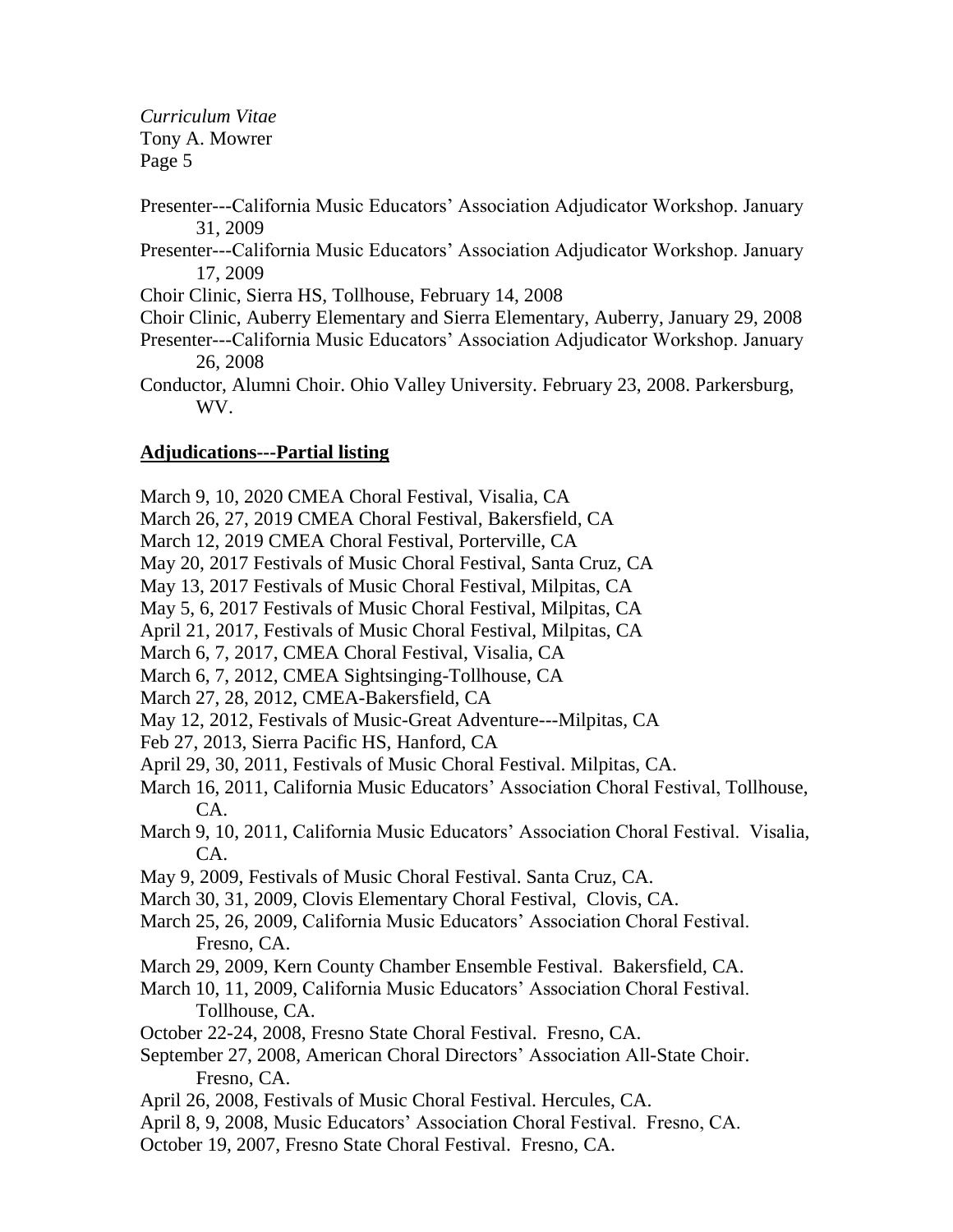Presenter---California Music Educators' Association Adjudicator Workshop. January 31, 2009

Presenter---California Music Educators' Association Adjudicator Workshop. January 17, 2009

Choir Clinic, Sierra HS, Tollhouse, February 14, 2008

Choir Clinic, Auberry Elementary and Sierra Elementary, Auberry, January 29, 2008

Presenter---California Music Educators' Association Adjudicator Workshop. January 26, 2008

Conductor, Alumni Choir. Ohio Valley University. February 23, 2008. Parkersburg, WV.

**Adjudications---Partial listing**

March 9, 10, 2020 CMEA Choral Festival, Visalia, CA

March 26, 27, 2019 CMEA Choral Festival, Bakersfield, CA

March 12, 2019 CMEA Choral Festival, Porterville, CA

May 20, 2017 Festivals of Music Choral Festival, Santa Cruz, CA

May 13, 2017 Festivals of Music Choral Festival, Milpitas, CA

May 5, 6, 2017 Festivals of Music Choral Festival, Milpitas, CA

April 21, 2017, Festivals of Music Choral Festival, Milpitas, CA

March 6, 7, 2017, CMEA Choral Festival, Visalia, CA

March 6, 7, 2012, CMEA Sightsinging-Tollhouse, CA

March 27, 28, 2012, CMEA-Bakersfield, CA

May 12, 2012, Festivals of Music-Great Adventure---Milpitas, CA

Feb 27, 2013, Sierra Pacific HS, Hanford, CA

April 29, 30, 2011, Festivals of Music Choral Festival. Milpitas, CA.

March 16, 2011, California Music Educators' Association Choral Festival, Tollhouse, CA.

March 9, 10, 2011, California Music Educators' Association Choral Festival. Visalia, CA.

May 9, 2009, Festivals of Music Choral Festival. Santa Cruz, CA.

March 30, 31, 2009, Clovis Elementary Choral Festival, Clovis, CA.

March 25, 26, 2009, California Music Educators' Association Choral Festival. Fresno, CA.

March 29, 2009, Kern County Chamber Ensemble Festival. Bakersfield, CA.

March 10, 11, 2009, California Music Educators' Association Choral Festival. Tollhouse, CA.

October 22-24, 2008, Fresno State Choral Festival. Fresno, CA.

September 27, 2008, American Choral Directors' Association All-State Choir. Fresno, CA.

April 26, 2008, Festivals of Music Choral Festival. Hercules, CA.

April 8, 9, 2008, Music Educators' Association Choral Festival. Fresno, CA.

October 19, 2007, Fresno State Choral Festival. Fresno, CA.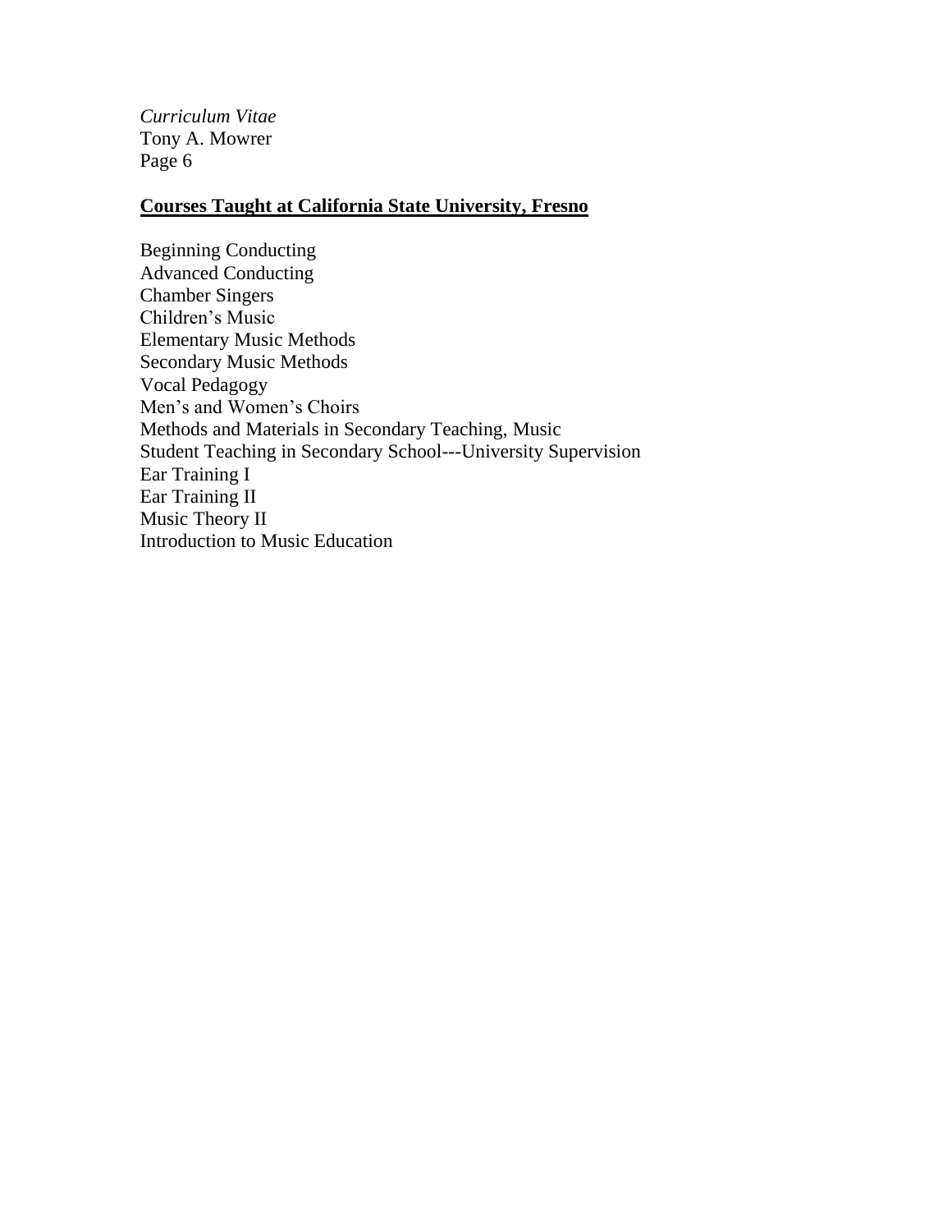## Courses Taught at California State University, Fresno

Beginning Conducting
Advanced Conducting
Chamber Singers
Children's Music
Elementary Music Methods
Secondary Music Methods
Vocal Pedagogy
Men's and Women's Choirs
Methods and Materials in Secondary Teaching, Music
Student Teaching in Secondary School---University Supervision
Ear Training I
Ear Training II
Music Theory II
Introduction to Music Education